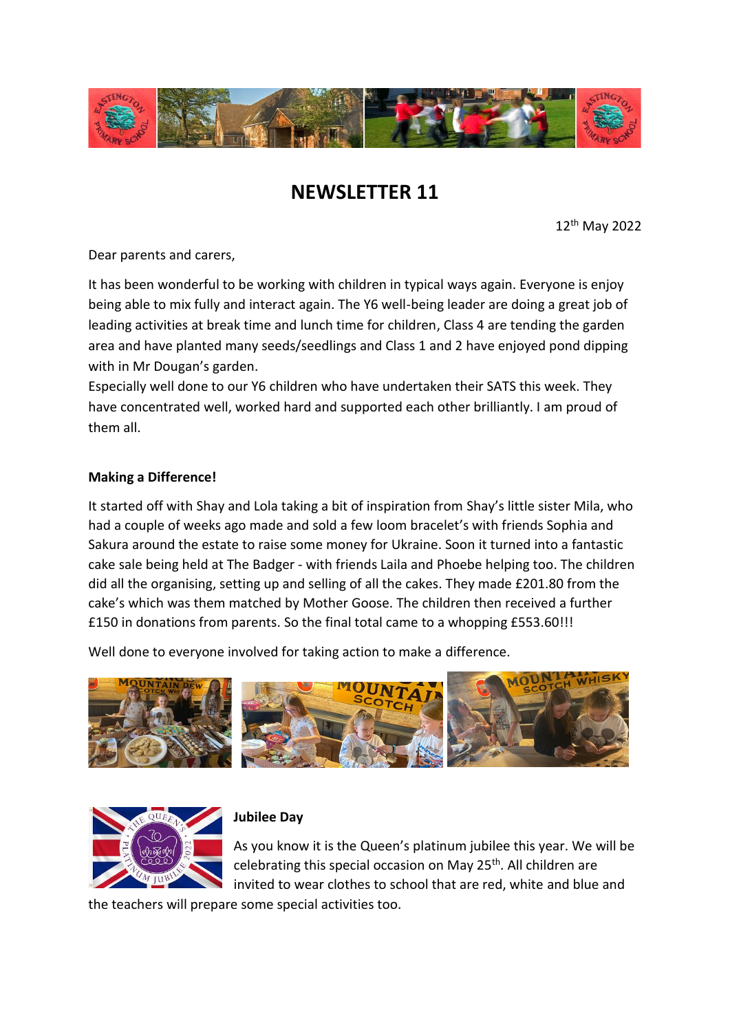# NEWSLETTER 11

12th May 2022

Dear parents and carers,

It has been wonderful to be working with children in typical ways again. Everyone is enjoy being able to mix fully and interact again. The Y6 well-being leader are doing a great job of leading activities at break time and lunch time for children, Class 4 are tending the garden area and have planted many seeds/seedlings and Class 1 and 2 have enjoyed pond dipping with in Mr Dougan's garden.

Especially well done to our Y6 children who have undertaken their SATS this week. They have concentrated well, worked hard and supported each other brilliantly. I am proud of them all.

**Making a Difference!**

It started off with Shay and Lola taking a bit of inspiration from Shay's little sister Mila, who had a couple of weeks ago made and sold a few loom bracelet's with friends Sophia and Sakura around the estate to raise some money for Ukraine. Soon it turned into a fantastic cake sale being held at The Badger - with friends Laila and Phoebe helping too. The children did all the organising, setting up and selling of all the cakes. They made £201.80 from the cake's which was them matched by Mother Goose. The children then received a further £150 in donations from parents. So the final total came to a whopping £553.60!!!

Well done to everyone involved for taking action to make a difference.

**Jubilee Day**

As you know it is the Queen's platinum jubilee this year. We will be celebrating this special occasion on May 25th. All children are invited to wear clothes to school that are red, white and blue and the teachers will prepare some special activities too.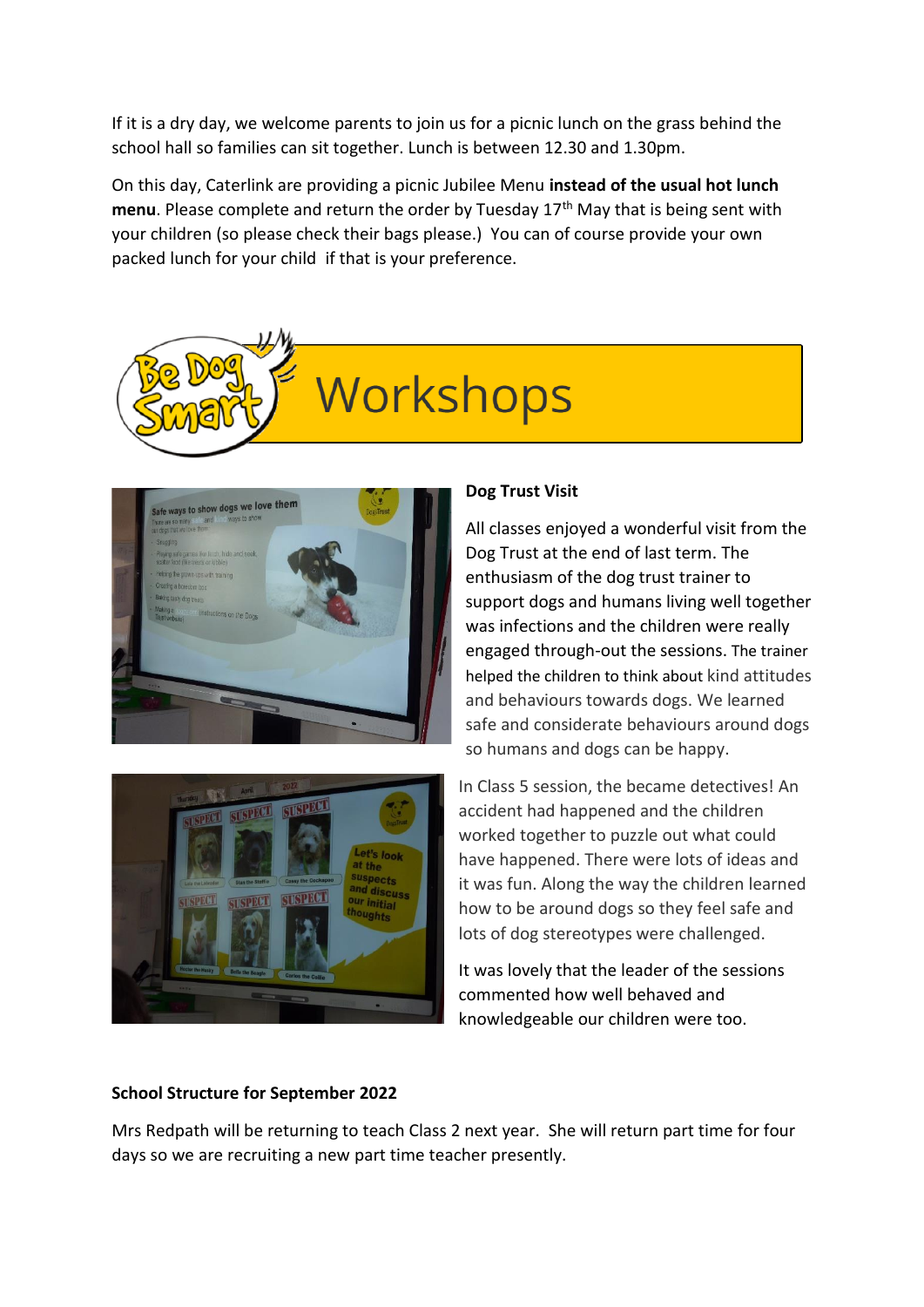If it is a dry day, we welcome parents to join us for a picnic lunch on the grass behind the school hall so families can sit together. Lunch is between 12.30 and 1.30pm.

On this day, Caterlink are providing a picnic Jubilee Menu **instead of the usual hot lunch menu**. Please complete and return the order by Tuesday 17th May that is being sent with your children (so please check their bags please.) You can of course provide your own packed lunch for your child if that is your preference.

# Be Dog Smart Workshops

**Dog Trust Visit**

All classes enjoyed a wonderful visit from the Dog Trust at the end of last term. The enthusiasm of the dog trust trainer to support dogs and humans living well together was infections and the children were really engaged through-out the sessions. The trainer helped the children to think about kind attitudes and behaviours towards dogs. We learned safe and considerate behaviours around dogs so humans and dogs can be happy.

In Class 5 session, the became detectives! An accident had happened and the children worked together to puzzle out what could have happened. There were lots of ideas and it was fun. Along the way the children learned how to be around dogs so they feel safe and lots of dog stereotypes were challenged.

It was lovely that the leader of the sessions commented how well behaved and knowledgeable our children were too.

**School Structure for September 2022**

Mrs Redpath will be returning to teach Class 2 next year. She will return part time for four days so we are recruiting a new part time teacher presently.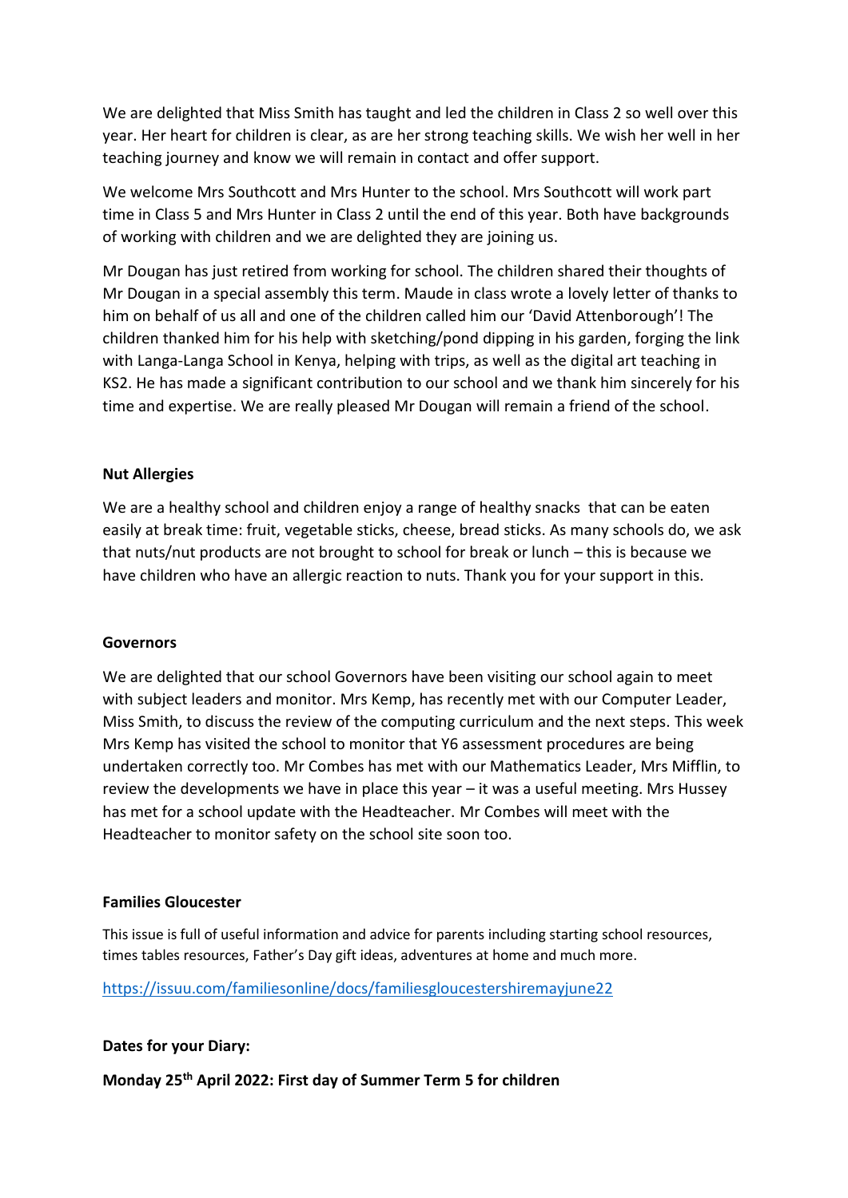We are delighted that Miss Smith has taught and led the children in Class 2 so well over this year. Her heart for children is clear, as are her strong teaching skills. We wish her well in her teaching journey and know we will remain in contact and offer support.

We welcome Mrs Southcott and Mrs Hunter to the school. Mrs Southcott will work part time in Class 5 and Mrs Hunter in Class 2 until the end of this year. Both have backgrounds of working with children and we are delighted they are joining us.

Mr Dougan has just retired from working for school. The children shared their thoughts of Mr Dougan in a special assembly this term. Maude in class wrote a lovely letter of thanks to him on behalf of us all and one of the children called him our 'David Attenborough'! The children thanked him for his help with sketching/pond dipping in his garden, forging the link with Langa-Langa School in Kenya, helping with trips, as well as the digital art teaching in KS2. He has made a significant contribution to our school and we thank him sincerely for his time and expertise. We are really pleased Mr Dougan will remain a friend of the school.

**Nut Allergies**

We are a healthy school and children enjoy a range of healthy snacks that can be eaten easily at break time: fruit, vegetable sticks, cheese, bread sticks. As many schools do, we ask that nuts/nut products are not brought to school for break or lunch – this is because we have children who have an allergic reaction to nuts. Thank you for your support in this.

**Governors**

We are delighted that our school Governors have been visiting our school again to meet with subject leaders and monitor. Mrs Kemp, has recently met with our Computer Leader, Miss Smith, to discuss the review of the computing curriculum and the next steps. This week Mrs Kemp has visited the school to monitor that Y6 assessment procedures are being undertaken correctly too. Mr Combes has met with our Mathematics Leader, Mrs Mifflin, to review the developments we have in place this year – it was a useful meeting. Mrs Hussey has met for a school update with the Headteacher. Mr Combes will meet with the Headteacher to monitor safety on the school site soon too.

**Families Gloucester**

This issue is full of useful information and advice for parents including starting school resources, times tables resources, Father's Day gift ideas, adventures at home and much more.

https://issuu.com/familiesonline/docs/familiesgloucestershiremayjune22

**Dates for your Diary:**

**Monday 25th April 2022: First day of Summer Term 5 for children**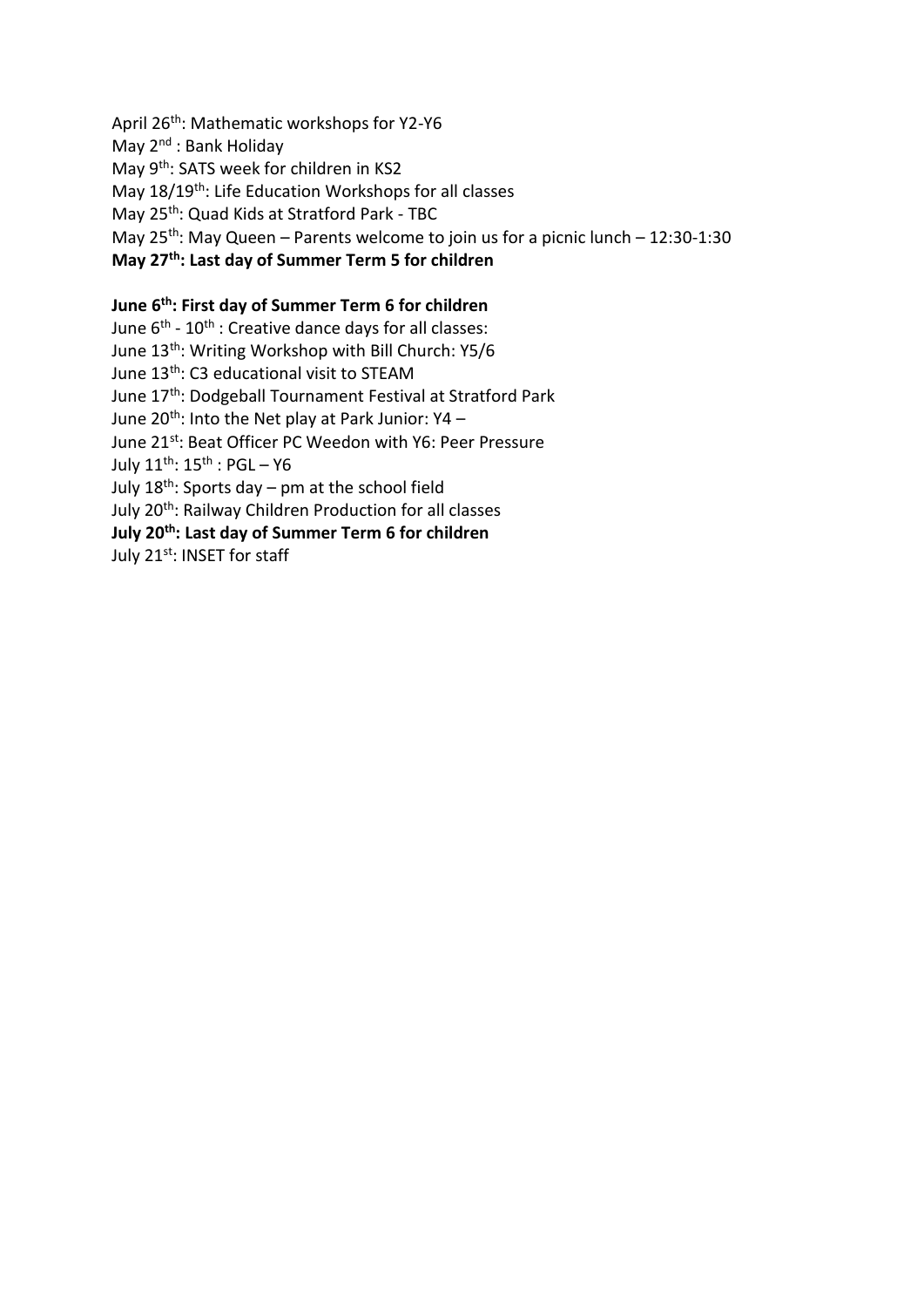April 26th: Mathematic workshops for Y2-Y6  
May 2nd : Bank Holiday  
May 9th: SATS week for children in KS2  
May 18/19th: Life Education Workshops for all classes  
May 25th: Quad Kids at Stratford Park - TBC  
May 25th: May Queen – Parents welcome to join us for a picnic lunch – 12:30-1:30  
**May 27th: Last day of Summer Term 5 for children**

**June 6th: First day of Summer Term 6 for children**  
June 6th - 10th : Creative dance days for all classes:  
June 13th: Writing Workshop with Bill Church: Y5/6  
June 13th: C3 educational visit to STEAM  
June 17th: Dodgeball Tournament Festival at Stratford Park  
June 20th: Into the Net play at Park Junior: Y4 –  
June 21st: Beat Officer PC Weedon with Y6: Peer Pressure  
July 11th: 15th : PGL – Y6  
July 18th: Sports day – pm at the school field  
July 20th: Railway Children Production for all classes  
**July 20th: Last day of Summer Term 6 for children**  
July 21st: INSET for staff